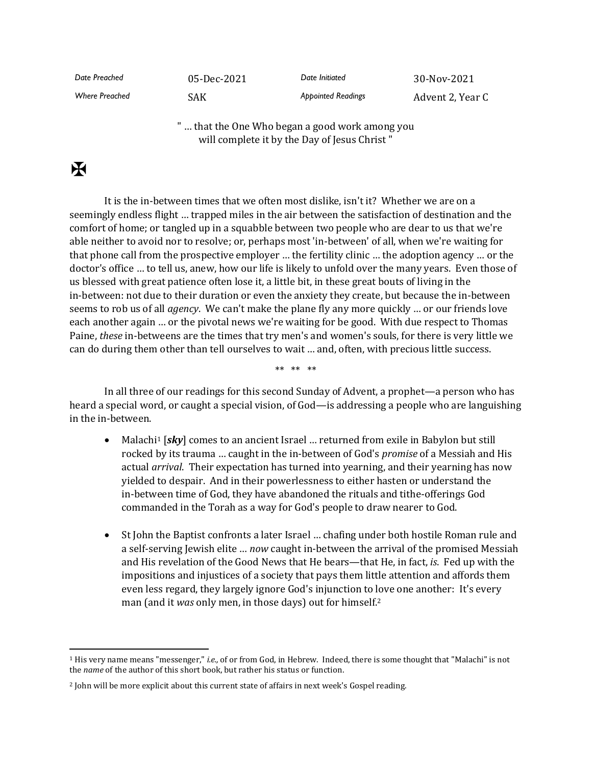| Date Preached | 05-Dec-2021 | Date Initiated | 30-Nov-2021 |
| --- | --- | --- | --- |
| Where Preached | SAK | Appointed Readings | Advent 2, Year C |

" … that the One Who began a good work among you will complete it by the Day of Jesus Christ "

✠

It is the in-between times that we often most dislike, isn't it? Whether we are on a seemingly endless flight … trapped miles in the air between the satisfaction of destination and the comfort of home; or tangled up in a squabble between two people who are dear to us that we're able neither to avoid nor to resolve; or, perhaps most 'in-between' of all, when we're waiting for that phone call from the prospective employer … the fertility clinic … the adoption agency … or the doctor's office … to tell us, anew, how our life is likely to unfold over the many years. Even those of us blessed with great patience often lose it, a little bit, in these great bouts of living in the in-between: not due to their duration or even the anxiety they create, but because the in-between seems to rob us of all *agency*. We can't make the plane fly any more quickly … or our friends love each another again … or the pivotal news we're waiting for be good. With due respect to Thomas Paine, *these* in-betweens are the times that try men's and women's souls, for there is very little we can do during them other than tell ourselves to wait … and, often, with precious little success.

** ** **

In all three of our readings for this second Sunday of Advent, a prophet—a person who has heard a special word, or caught a special vision, of God—is addressing a people who are languishing in the in-between.

- Malachi[1] [***sky***] comes to an ancient Israel … returned from exile in Babylon but still rocked by its trauma … caught in the in-between of God's *promise* of a Messiah and His actual *arrival*. Their expectation has turned into yearning, and their yearning has now yielded to despair. And in their powerlessness to either hasten or understand the in-between time of God, they have abandoned the rituals and tithe-offerings God commanded in the Torah as a way for God's people to draw nearer to God.

- St John the Baptist confronts a later Israel … chafing under both hostile Roman rule and a self-serving Jewish elite … *now* caught in-between the arrival of the promised Messiah and His revelation of the Good News that He bears—that He, in fact, *is*. Fed up with the impositions and injustices of a society that pays them little attention and affords them even less regard, they largely ignore God's injunction to love one another: It's every man (and it *was* only men, in those days) out for himself.[2]

---

[1] His very name means "messenger," *i.e.,* of or from God, in Hebrew. Indeed, there is some thought that "Malachi" is not the *name* of the author of this short book, but rather his status or function.

[2] John will be more explicit about this current state of affairs in next week's Gospel reading.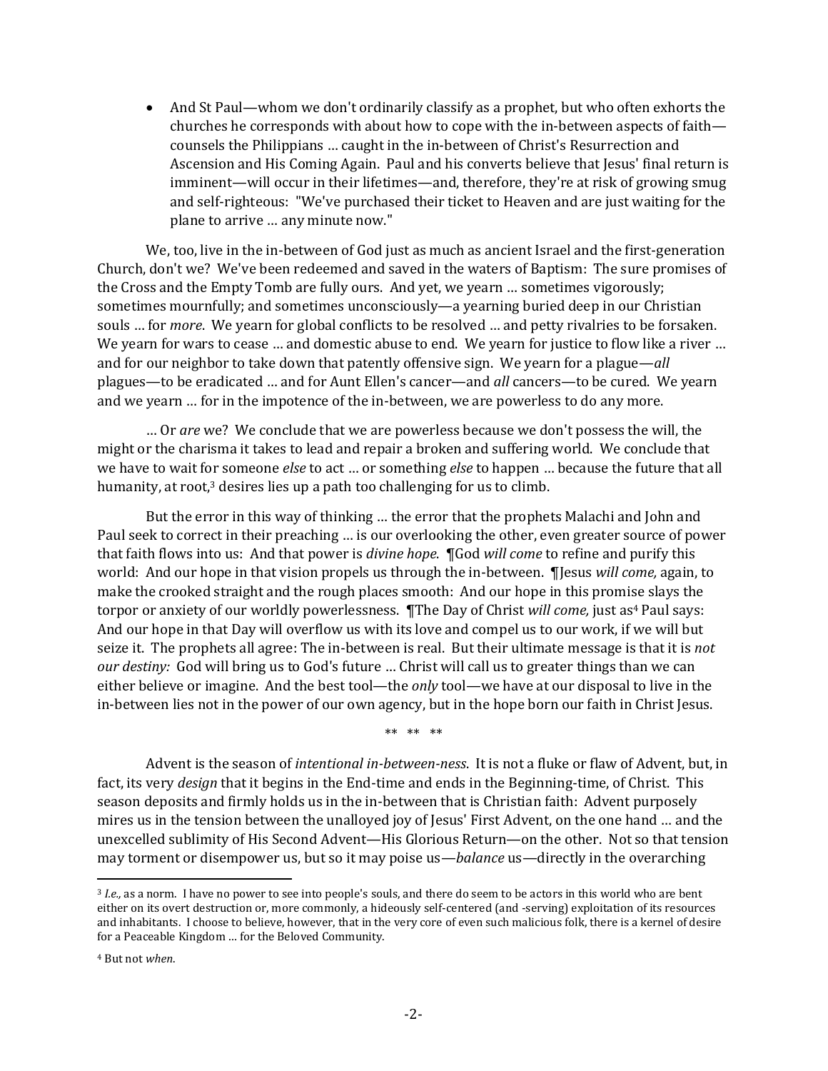- And St Paul—whom we don't ordinarily classify as a prophet, but who often exhorts the churches he corresponds with about how to cope with the in-between aspects of faith—counsels the Philippians … caught in the in-between of Christ's Resurrection and Ascension and His Coming Again. Paul and his converts believe that Jesus' final return is imminent—will occur in their lifetimes—and, therefore, they're at risk of growing smug and self-righteous: "We've purchased their ticket to Heaven and are just waiting for the plane to arrive … any minute now."

We, too, live in the in-between of God just as much as ancient Israel and the first-generation Church, don't we? We've been redeemed and saved in the waters of Baptism: The sure promises of the Cross and the Empty Tomb are fully ours. And yet, we yearn … sometimes vigorously; sometimes mournfully; and sometimes unconsciously—a yearning buried deep in our Christian souls … for *more*. We yearn for global conflicts to be resolved … and petty rivalries to be forsaken. We yearn for wars to cease … and domestic abuse to end. We yearn for justice to flow like a river … and for our neighbor to take down that patently offensive sign. We yearn for a plague—*all* plagues—to be eradicated … and for Aunt Ellen's cancer—and *all* cancers—to be cured. We yearn and we yearn … for in the impotence of the in-between, we are powerless to do any more.

… Or *are* we? We conclude that we are powerless because we don't possess the will, the might or the charisma it takes to lead and repair a broken and suffering world. We conclude that we have to wait for someone *else* to act … or something *else* to happen … because the future that all humanity, at root,[3] desires lies up a path too challenging for us to climb.

But the error in this way of thinking … the error that the prophets Malachi and John and Paul seek to correct in their preaching … is our overlooking the other, even greater source of power that faith flows into us: And that power is *divine hope*. ¶God *will come* to refine and purify this world: And our hope in that vision propels us through the in-between. ¶Jesus *will come,* again, to make the crooked straight and the rough places smooth: And our hope in this promise slays the torpor or anxiety of our worldly powerlessness. ¶The Day of Christ *will come,* just as[4] Paul says: And our hope in that Day will overflow us with its love and compel us to our work, if we will but seize it. The prophets all agree: The in-between is real. But their ultimate message is that it is *not our destiny:* God will bring us to God's future … Christ will call us to greater things than we can either believe or imagine. And the best tool—the *only* tool—we have at our disposal to live in the in-between lies not in the power of our own agency, but in the hope born our faith in Christ Jesus.

** ** **

Advent is the season of *intentional in-between-ness*. It is not a fluke or flaw of Advent, but, in fact, its very *design* that it begins in the End-time and ends in the Beginning-time, of Christ. This season deposits and firmly holds us in the in-between that is Christian faith: Advent purposely mires us in the tension between the unalloyed joy of Jesus' First Advent, on the one hand … and the unexcelled sublimity of His Second Advent—His Glorious Return—on the other. Not so that tension may torment or disempower us, but so it may poise us—*balance* us—directly in the overarching

---

[3] *I.e.,* as a norm. I have no power to see into people's souls, and there do seem to be actors in this world who are bent either on its overt destruction or, more commonly, a hideously self-centered (and -serving) exploitation of its resources and inhabitants. I choose to believe, however, that in the very core of even such malicious folk, there is a kernel of desire for a Peaceable Kingdom … for the Beloved Community.

[4] But not *when*.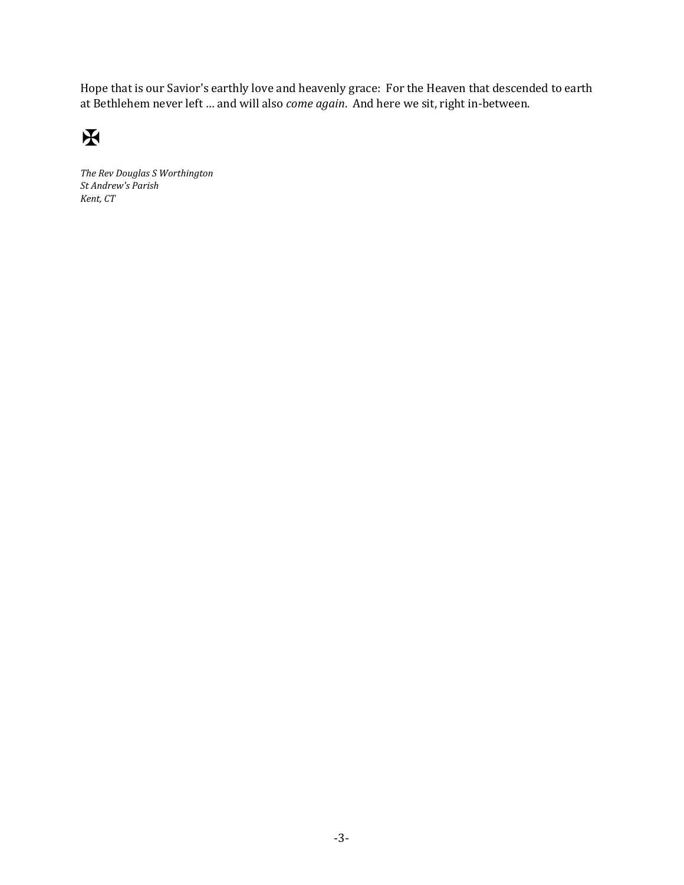Hope that is our Savior's earthly love and heavenly grace: For the Heaven that descended to earth at Bethlehem never left … and will also *come again*. And here we sit, right in-between.

✠

*The Rev Douglas S Worthington*
*St Andrew's Parish*
*Kent, CT*